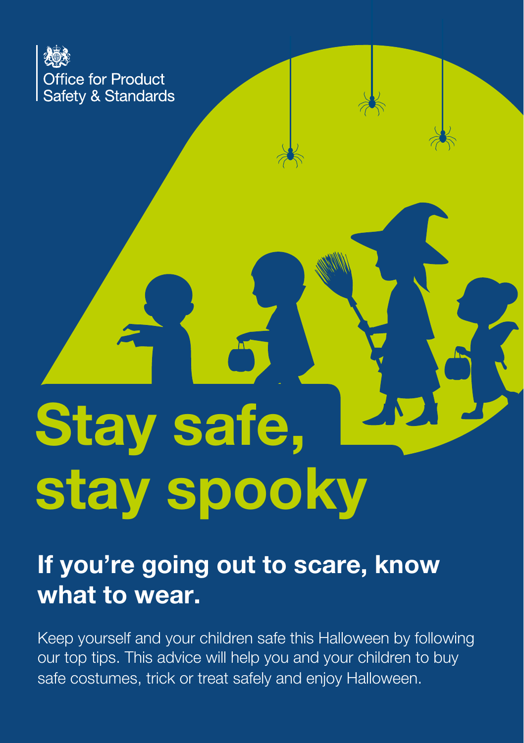Office for Product Safety & Standards

# Stay safe, stay spooky

## If you're going out to scare, know what to wear.

Keep yourself and your children safe this Halloween by following our top tips. This advice will help you and your children to buy safe costumes, trick or treat safely and enjoy Halloween.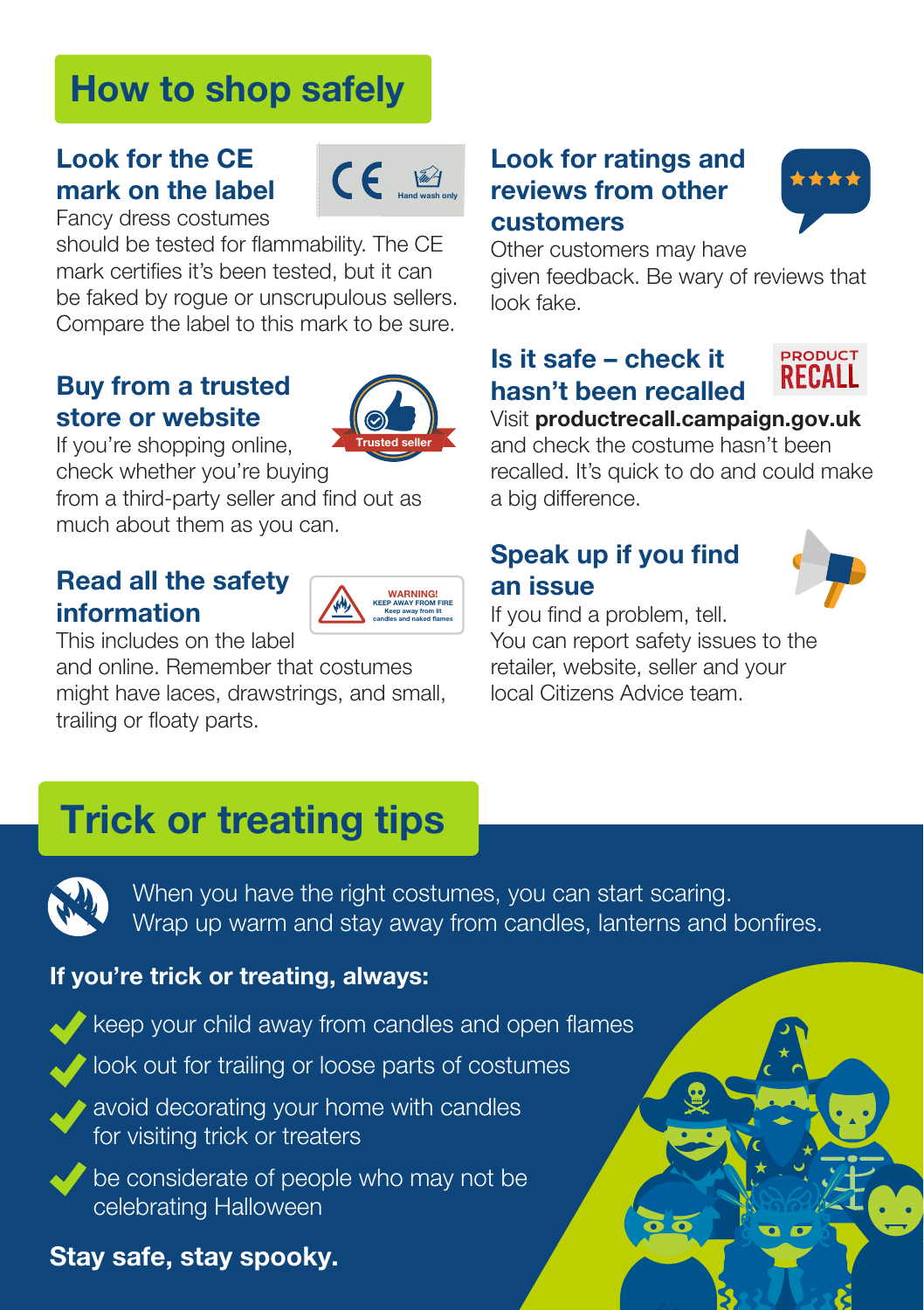# How to shop safely

### Look for the CE mark on the label

Fancy dress costumes should be tested for flammability. The CE mark certifies it's been tested, but it can be faked by rogue or unscrupulous sellers. Compare the label to this mark to be sure.

### Buy from a trusted store or website

If you're shopping online, check whether you're buying from a third-party seller and find out as much about them as you can.

### Read all the safety information

This includes on the label and online. Remember that costumes might have laces, drawstrings, and small, trailing or floaty parts.

### Look for ratings and reviews from other customers

Other customers may have given feedback. Be wary of reviews that look fake.

### Is it safe – check it hasn't been recalled

Visit **productrecall.campaign.gov.uk** and check the costume hasn't been recalled. It's quick to do and could make a big difference.

### Speak up if you find an issue

If you find a problem, tell. You can report safety issues to the retailer, website, seller and your local Citizens Advice team.

# Trick or treating tips

When you have the right costumes, you can start scaring. Wrap up warm and stay away from candles, lanterns and bonfires.

**If you're trick or treating, always:**

- keep your child away from candles and open flames
- look out for trailing or loose parts of costumes
- avoid decorating your home with candles for visiting trick or treaters
- be considerate of people who may not be celebrating Halloween

**Stay safe, stay spooky.**